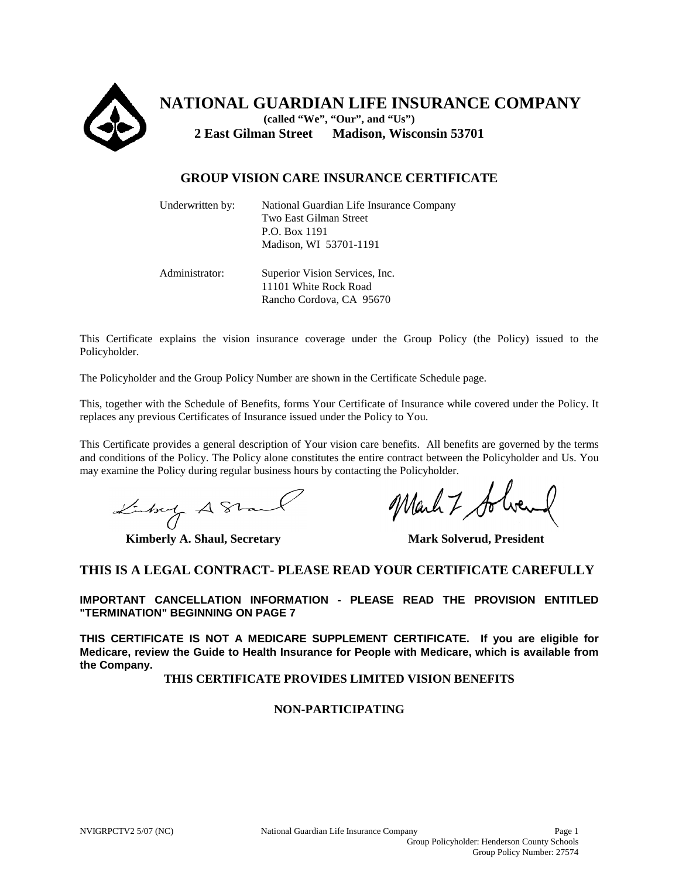# NATIONAL GUARDIAN LIFE INSURANCE COMPANY

**(called "We", "Our", and "Us")**

**2 East Gilman Street Madison, Wisconsin 53701**

## GROUP VISION CARE INSURANCE CERTIFICATE

Underwritten by: National Guardian Life Insurance Company
Two East Gilman Street
P.O. Box 1191
Madison, WI 53701-1191

Administrator: Superior Vision Services, Inc.
11101 White Rock Road
Rancho Cordova, CA 95670

This Certificate explains the vision insurance coverage under the Group Policy (the Policy) issued to the Policyholder.

The Policyholder and the Group Policy Number are shown in the Certificate Schedule page.

This, together with the Schedule of Benefits, forms Your Certificate of Insurance while covered under the Policy. It replaces any previous Certificates of Insurance issued under the Policy to You.

This Certificate provides a general description of Your vision care benefits. All benefits are governed by the terms and conditions of the Policy. The Policy alone constitutes the entire contract between the Policyholder and Us. You may examine the Policy during regular business hours by contacting the Policyholder.

**Kimberly A. Shaul, Secretary** **Mark Solverud, President**

## THIS IS A LEGAL CONTRACT- PLEASE READ YOUR CERTIFICATE CAREFULLY

**IMPORTANT CANCELLATION INFORMATION - PLEASE READ THE PROVISION ENTITLED "TERMINATION" BEGINNING ON PAGE 7**

**THIS CERTIFICATE IS NOT A MEDICARE SUPPLEMENT CERTIFICATE. If you are eligible for Medicare, review the Guide to Health Insurance for People with Medicare, which is available from the Company.**

**THIS CERTIFICATE PROVIDES LIMITED VISION BENEFITS**

**NON-PARTICIPATING**

NVIGRPCTV2 5/07 (NC) National Guardian Life Insurance Company
Group Policyholder: Henderson County Schools
Group Policy Number: 27574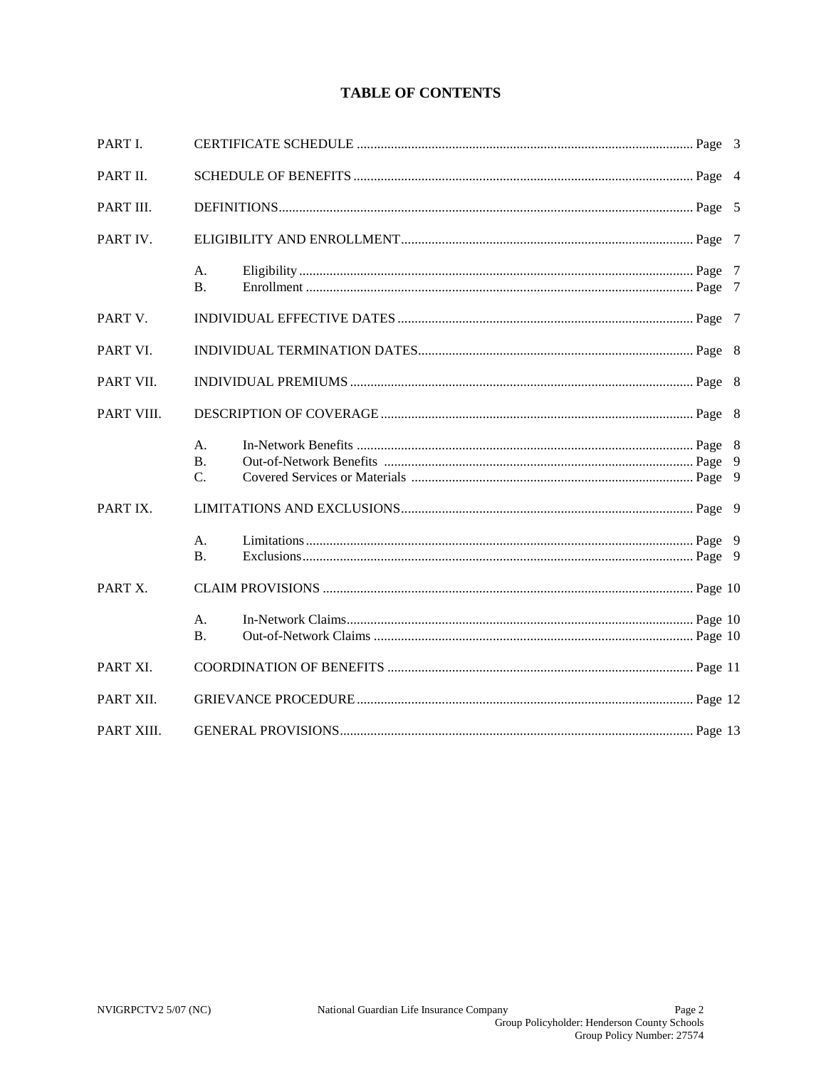# TABLE OF CONTENTS

| | | | |
|---|---|---|---|
| PART I. | CERTIFICATE SCHEDULE | | Page 3 |
| PART II. | SCHEDULE OF BENEFITS | | Page 4 |
| PART III. | DEFINITIONS | | Page 5 |
| PART IV. | ELIGIBILITY AND ENROLLMENT | | Page 7 |
| | A. | Eligibility | Page 7 |
| | B. | Enrollment | Page 7 |
| PART V. | INDIVIDUAL EFFECTIVE DATES | | Page 7 |
| PART VI. | INDIVIDUAL TERMINATION DATES | | Page 8 |
| PART VII. | INDIVIDUAL PREMIUMS | | Page 8 |
| PART VIII. | DESCRIPTION OF COVERAGE | | Page 8 |
| | A. | In-Network Benefits | Page 8 |
| | B. | Out-of-Network Benefits | Page 9 |
| | C. | Covered Services or Materials | Page 9 |
| PART IX. | LIMITATIONS AND EXCLUSIONS | | Page 9 |
| | A. | Limitations | Page 9 |
| | B. | Exclusions | Page 9 |
| PART X. | CLAIM PROVISIONS | | Page 10 |
| | A. | In-Network Claims | Page 10 |
| | B. | Out-of-Network Claims | Page 10 |
| PART XI. | COORDINATION OF BENEFITS | | Page 11 |
| PART XII. | GRIEVANCE PROCEDURE | | Page 12 |
| PART XIII. | GENERAL PROVISIONS | | Page 13 |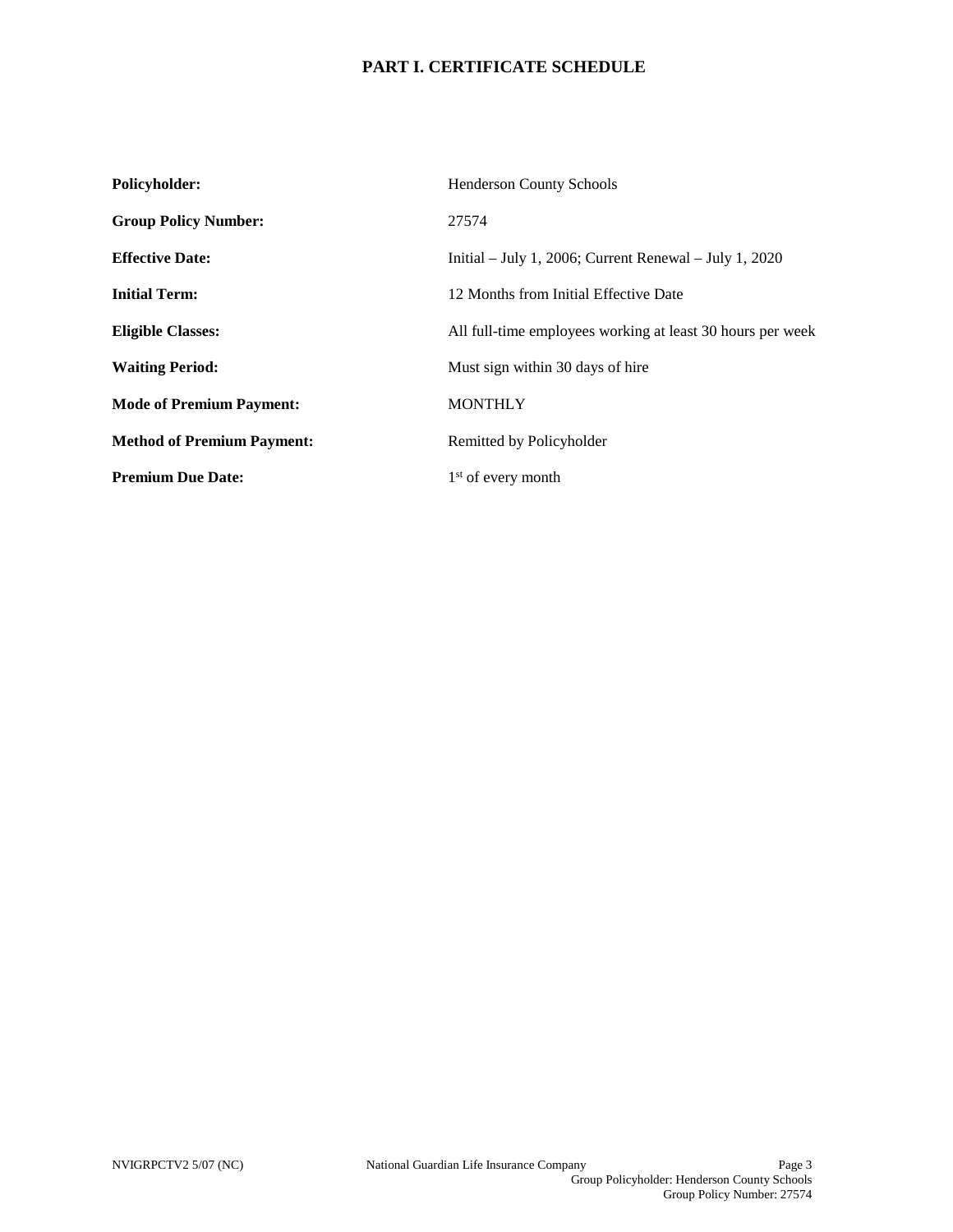# PART I. CERTIFICATE SCHEDULE

| | |
|---|---|
| **Policyholder:** | Henderson County Schools |
| **Group Policy Number:** | 27574 |
| **Effective Date:** | Initial – July 1, 2006; Current Renewal – July 1, 2020 |
| **Initial Term:** | 12 Months from Initial Effective Date |
| **Eligible Classes:** | All full-time employees working at least 30 hours per week |
| **Waiting Period:** | Must sign within 30 days of hire |
| **Mode of Premium Payment:** | MONTHLY |
| **Method of Premium Payment:** | Remitted by Policyholder |
| **Premium Due Date:** | 1st of every month |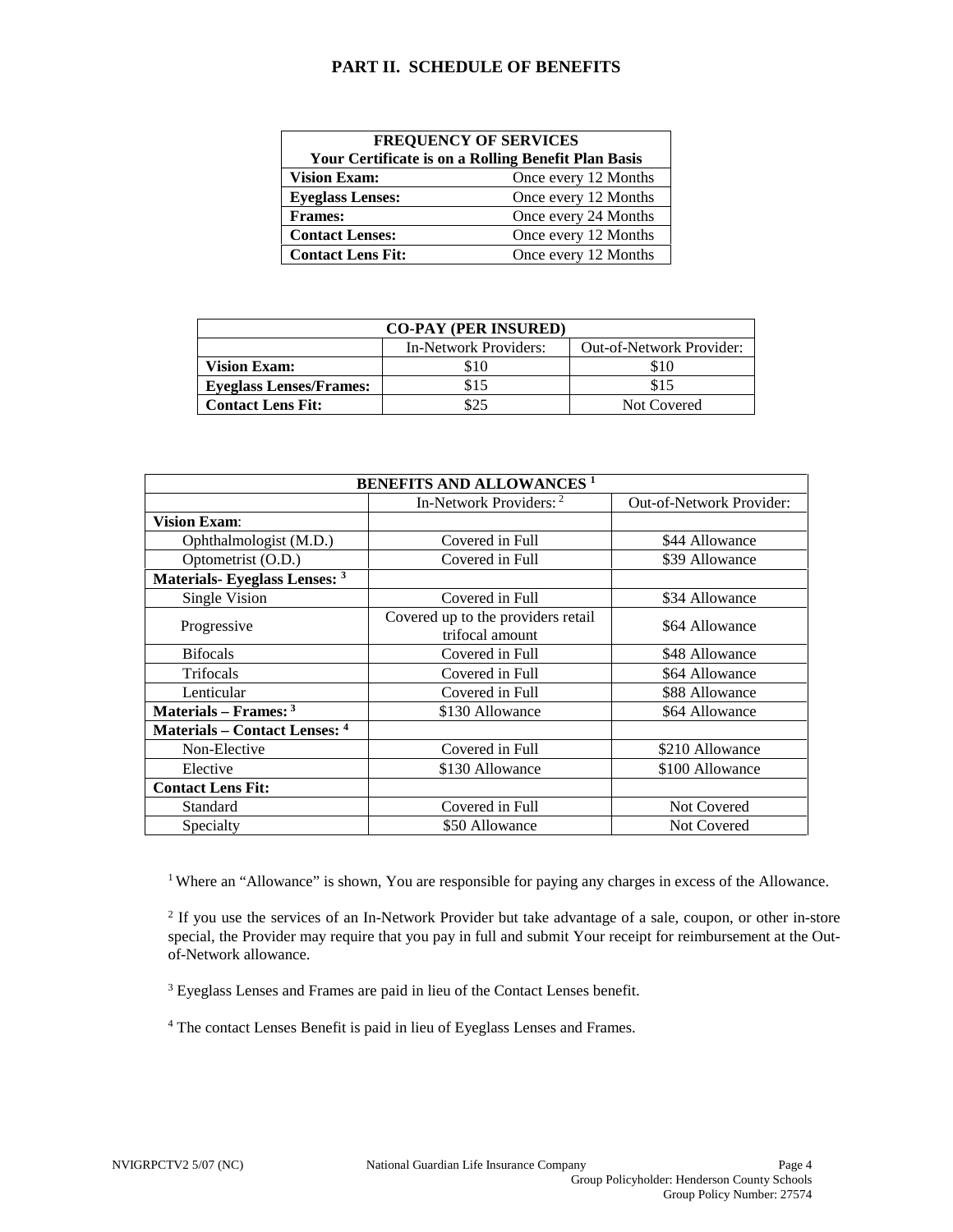# PART II. SCHEDULE OF BENEFITS

| FREQUENCY OF SERVICES<br>Your Certificate is on a Rolling Benefit Plan Basis | |
|---|---|
| **Vision Exam:** | Once every 12 Months |
| **Eyeglass Lenses:** | Once every 12 Months |
| **Frames:** | Once every 24 Months |
| **Contact Lenses:** | Once every 12 Months |
| **Contact Lens Fit:** | Once every 12 Months |

| CO-PAY (PER INSURED) | | |
|---|---|---|
| | In-Network Providers: | Out-of-Network Provider: |
| **Vision Exam:** | $10 | $10 |
| **Eyeglass Lenses/Frames:** | $15 | $15 |
| **Contact Lens Fit:** | $25 | Not Covered |

| BENEFITS AND ALLOWANCES [1] | | |
|---|---|---|
| | In-Network Providers: [2] | Out-of-Network Provider: |
| **Vision Exam**: | | |
| Ophthalmologist (M.D.) | Covered in Full | $44 Allowance |
| Optometrist (O.D.) | Covered in Full | $39 Allowance |
| **Materials- Eyeglass Lenses: [3]** | | |
| Single Vision | Covered in Full | $34 Allowance |
| Progressive | Covered up to the providers retail trifocal amount | $64 Allowance |
| Bifocals | Covered in Full | $48 Allowance |
| Trifocals | Covered in Full | $64 Allowance |
| Lenticular | Covered in Full | $88 Allowance |
| **Materials – Frames: [3]** | $130 Allowance | $64 Allowance |
| **Materials – Contact Lenses: [4]** | | |
| Non-Elective | Covered in Full | $210 Allowance |
| Elective | $130 Allowance | $100 Allowance |
| **Contact Lens Fit:** | | |
| Standard | Covered in Full | Not Covered |
| Specialty | $50 Allowance | Not Covered |

[1] Where an "Allowance" is shown, You are responsible for paying any charges in excess of the Allowance.

[2] If you use the services of an In-Network Provider but take advantage of a sale, coupon, or other in-store special, the Provider may require that you pay in full and submit Your receipt for reimbursement at the Out-of-Network allowance.

[3] Eyeglass Lenses and Frames are paid in lieu of the Contact Lenses benefit.

[4] The contact Lenses Benefit is paid in lieu of Eyeglass Lenses and Frames.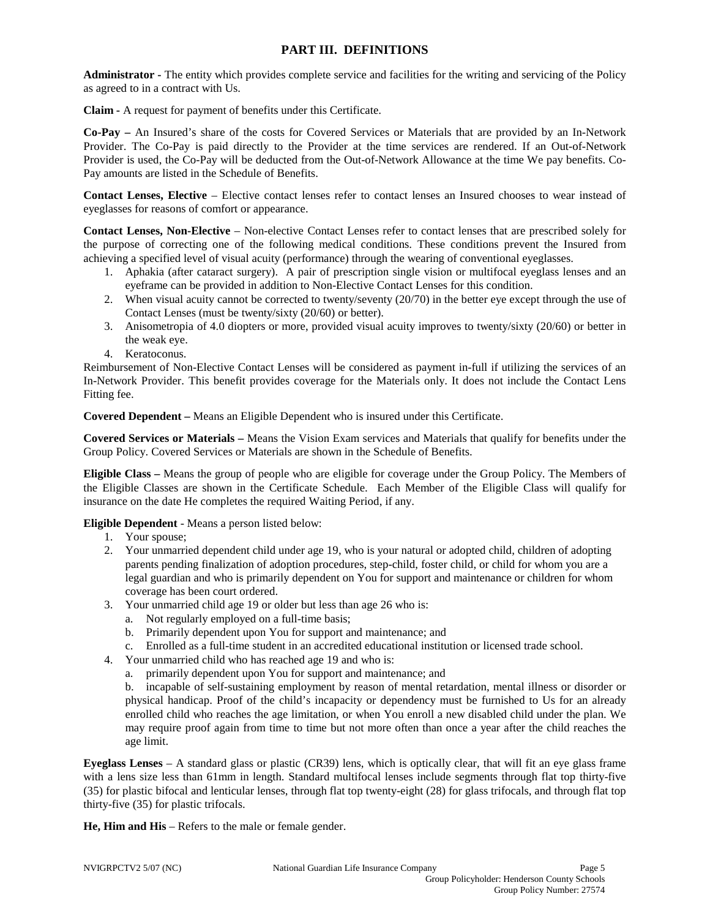## PART III. DEFINITIONS

**Administrator -** The entity which provides complete service and facilities for the writing and servicing of the Policy as agreed to in a contract with Us.

**Claim -** A request for payment of benefits under this Certificate.

**Co-Pay –** An Insured's share of the costs for Covered Services or Materials that are provided by an In-Network Provider. The Co-Pay is paid directly to the Provider at the time services are rendered. If an Out-of-Network Provider is used, the Co-Pay will be deducted from the Out-of-Network Allowance at the time We pay benefits. Co-Pay amounts are listed in the Schedule of Benefits.

**Contact Lenses, Elective** – Elective contact lenses refer to contact lenses an Insured chooses to wear instead of eyeglasses for reasons of comfort or appearance.

**Contact Lenses, Non-Elective** – Non-elective Contact Lenses refer to contact lenses that are prescribed solely for the purpose of correcting one of the following medical conditions. These conditions prevent the Insured from achieving a specified level of visual acuity (performance) through the wearing of conventional eyeglasses.

1. Aphakia (after cataract surgery). A pair of prescription single vision or multifocal eyeglass lenses and an eyeframe can be provided in addition to Non-Elective Contact Lenses for this condition.
2. When visual acuity cannot be corrected to twenty/seventy (20/70) in the better eye except through the use of Contact Lenses (must be twenty/sixty (20/60) or better).
3. Anisometropia of 4.0 diopters or more, provided visual acuity improves to twenty/sixty (20/60) or better in the weak eye.
4. Keratoconus.

Reimbursement of Non-Elective Contact Lenses will be considered as payment in-full if utilizing the services of an In-Network Provider. This benefit provides coverage for the Materials only. It does not include the Contact Lens Fitting fee.

**Covered Dependent –** Means an Eligible Dependent who is insured under this Certificate.

**Covered Services or Materials –** Means the Vision Exam services and Materials that qualify for benefits under the Group Policy. Covered Services or Materials are shown in the Schedule of Benefits.

**Eligible Class –** Means the group of people who are eligible for coverage under the Group Policy. The Members of the Eligible Classes are shown in the Certificate Schedule. Each Member of the Eligible Class will qualify for insurance on the date He completes the required Waiting Period, if any.

**Eligible Dependent** - Means a person listed below:

1. Your spouse;
2. Your unmarried dependent child under age 19, who is your natural or adopted child, children of adopting parents pending finalization of adoption procedures, step-child, foster child, or child for whom you are a legal guardian and who is primarily dependent on You for support and maintenance or children for whom coverage has been court ordered.
3. Your unmarried child age 19 or older but less than age 26 who is:
   a. Not regularly employed on a full-time basis;
   b. Primarily dependent upon You for support and maintenance; and
   c. Enrolled as a full-time student in an accredited educational institution or licensed trade school.
4. Your unmarried child who has reached age 19 and who is:
   a. primarily dependent upon You for support and maintenance; and
   b. incapable of self-sustaining employment by reason of mental retardation, mental illness or disorder or physical handicap. Proof of the child's incapacity or dependency must be furnished to Us for an already enrolled child who reaches the age limitation, or when You enroll a new disabled child under the plan. We may require proof again from time to time but not more often than once a year after the child reaches the age limit.

**Eyeglass Lenses** – A standard glass or plastic (CR39) lens, which is optically clear, that will fit an eye glass frame with a lens size less than 61mm in length. Standard multifocal lenses include segments through flat top thirty-five (35) for plastic bifocal and lenticular lenses, through flat top twenty-eight (28) for glass trifocals, and through flat top thirty-five (35) for plastic trifocals.

**He, Him and His** – Refers to the male or female gender.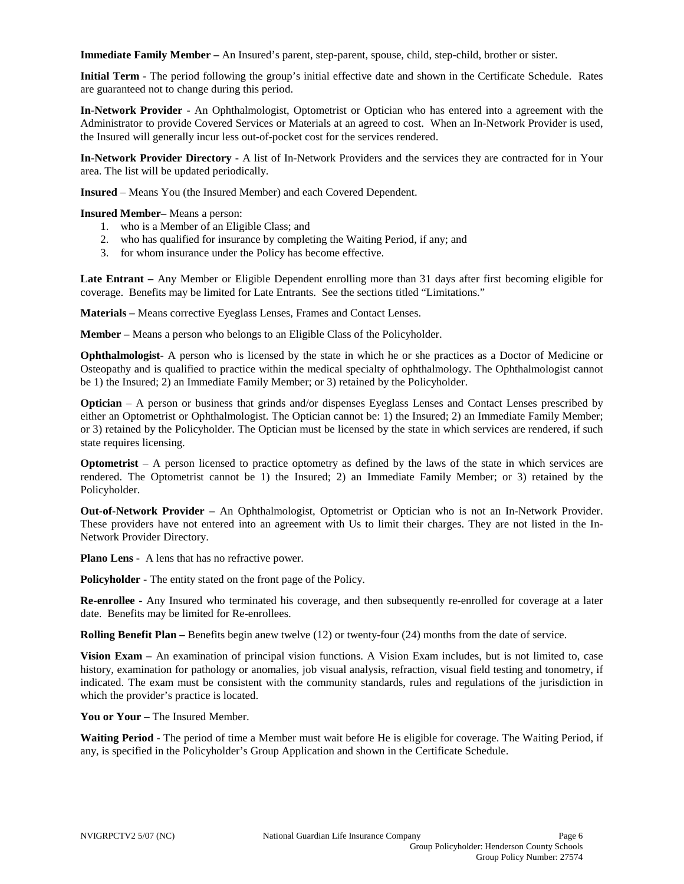**Immediate Family Member –** An Insured's parent, step-parent, spouse, child, step-child, brother or sister.

**Initial Term -** The period following the group's initial effective date and shown in the Certificate Schedule. Rates are guaranteed not to change during this period.

**In-Network Provider -** An Ophthalmologist, Optometrist or Optician who has entered into a agreement with the Administrator to provide Covered Services or Materials at an agreed to cost. When an In-Network Provider is used, the Insured will generally incur less out-of-pocket cost for the services rendered.

**In-Network Provider Directory -** A list of In-Network Providers and the services they are contracted for in Your area. The list will be updated periodically.

**Insured** – Means You (the Insured Member) and each Covered Dependent.

**Insured Member–** Means a person:

1. who is a Member of an Eligible Class; and
2. who has qualified for insurance by completing the Waiting Period, if any; and
3. for whom insurance under the Policy has become effective.

**Late Entrant –** Any Member or Eligible Dependent enrolling more than 31 days after first becoming eligible for coverage. Benefits may be limited for Late Entrants. See the sections titled "Limitations."

**Materials –** Means corrective Eyeglass Lenses, Frames and Contact Lenses.

**Member –** Means a person who belongs to an Eligible Class of the Policyholder.

**Ophthalmologist**- A person who is licensed by the state in which he or she practices as a Doctor of Medicine or Osteopathy and is qualified to practice within the medical specialty of ophthalmology. The Ophthalmologist cannot be 1) the Insured; 2) an Immediate Family Member; or 3) retained by the Policyholder.

**Optician** – A person or business that grinds and/or dispenses Eyeglass Lenses and Contact Lenses prescribed by either an Optometrist or Ophthalmologist. The Optician cannot be: 1) the Insured; 2) an Immediate Family Member; or 3) retained by the Policyholder. The Optician must be licensed by the state in which services are rendered, if such state requires licensing.

**Optometrist** – A person licensed to practice optometry as defined by the laws of the state in which services are rendered. The Optometrist cannot be 1) the Insured; 2) an Immediate Family Member; or 3) retained by the Policyholder.

**Out-of-Network Provider –** An Ophthalmologist, Optometrist or Optician who is not an In-Network Provider. These providers have not entered into an agreement with Us to limit their charges. They are not listed in the In-Network Provider Directory.

**Plano Lens** - A lens that has no refractive power.

**Policyholder -** The entity stated on the front page of the Policy.

**Re-enrollee -** Any Insured who terminated his coverage, and then subsequently re-enrolled for coverage at a later date. Benefits may be limited for Re-enrollees.

**Rolling Benefit Plan –** Benefits begin anew twelve (12) or twenty-four (24) months from the date of service.

**Vision Exam –** An examination of principal vision functions. A Vision Exam includes, but is not limited to, case history, examination for pathology or anomalies, job visual analysis, refraction, visual field testing and tonometry, if indicated. The exam must be consistent with the community standards, rules and regulations of the jurisdiction in which the provider's practice is located.

**You or Your** – The Insured Member.

**Waiting Period** - The period of time a Member must wait before He is eligible for coverage. The Waiting Period, if any, is specified in the Policyholder's Group Application and shown in the Certificate Schedule.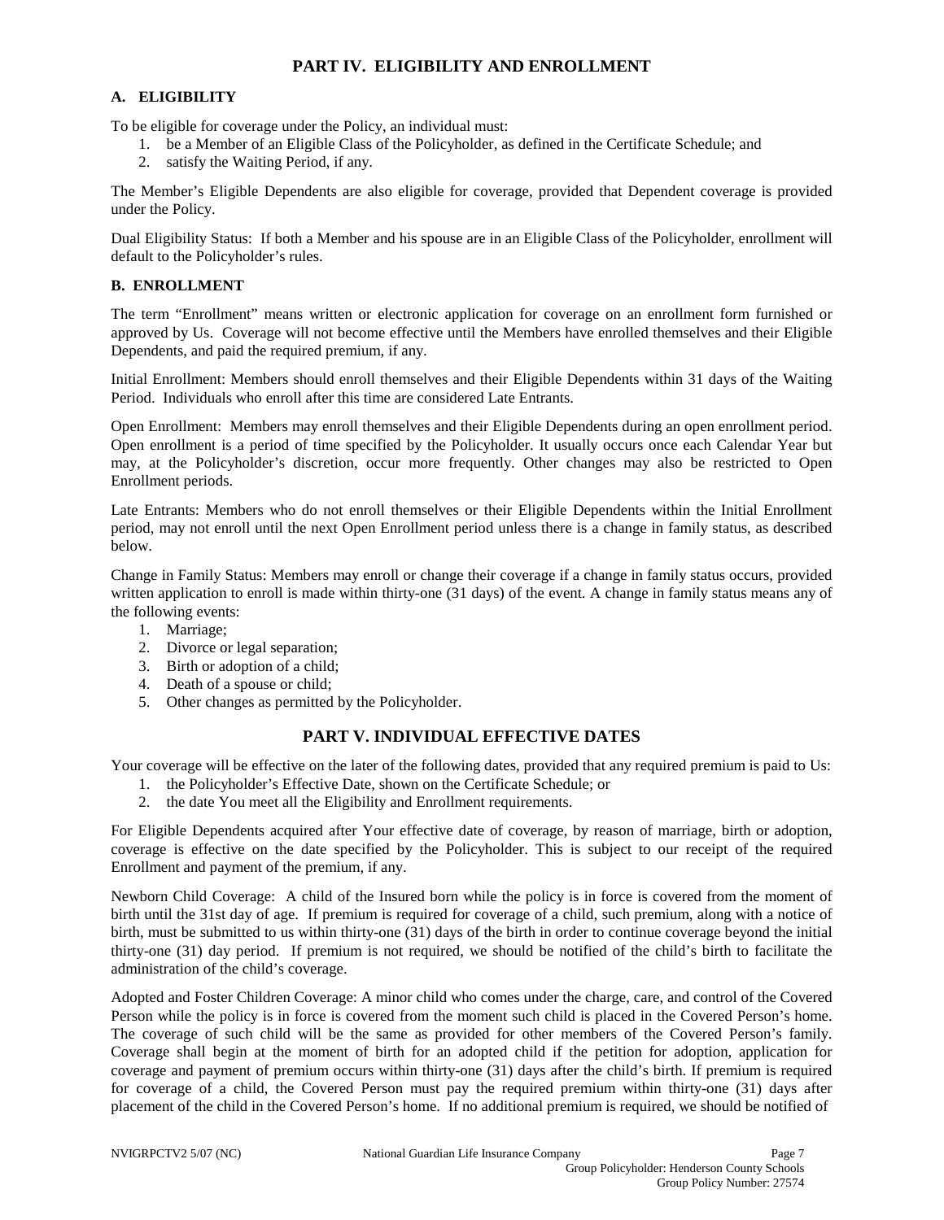## PART IV. ELIGIBILITY AND ENROLLMENT

### A. ELIGIBILITY

To be eligible for coverage under the Policy, an individual must:

1. be a Member of an Eligible Class of the Policyholder, as defined in the Certificate Schedule; and
2. satisfy the Waiting Period, if any.

The Member's Eligible Dependents are also eligible for coverage, provided that Dependent coverage is provided under the Policy.

Dual Eligibility Status: If both a Member and his spouse are in an Eligible Class of the Policyholder, enrollment will default to the Policyholder's rules.

### B. ENROLLMENT

The term "Enrollment" means written or electronic application for coverage on an enrollment form furnished or approved by Us. Coverage will not become effective until the Members have enrolled themselves and their Eligible Dependents, and paid the required premium, if any.

Initial Enrollment: Members should enroll themselves and their Eligible Dependents within 31 days of the Waiting Period. Individuals who enroll after this time are considered Late Entrants.

Open Enrollment: Members may enroll themselves and their Eligible Dependents during an open enrollment period. Open enrollment is a period of time specified by the Policyholder. It usually occurs once each Calendar Year but may, at the Policyholder's discretion, occur more frequently. Other changes may also be restricted to Open Enrollment periods.

Late Entrants: Members who do not enroll themselves or their Eligible Dependents within the Initial Enrollment period, may not enroll until the next Open Enrollment period unless there is a change in family status, as described below.

Change in Family Status: Members may enroll or change their coverage if a change in family status occurs, provided written application to enroll is made within thirty-one (31 days) of the event. A change in family status means any of the following events:

1. Marriage;
2. Divorce or legal separation;
3. Birth or adoption of a child;
4. Death of a spouse or child;
5. Other changes as permitted by the Policyholder.

## PART V. INDIVIDUAL EFFECTIVE DATES

Your coverage will be effective on the later of the following dates, provided that any required premium is paid to Us:

1. the Policyholder's Effective Date, shown on the Certificate Schedule; or
2. the date You meet all the Eligibility and Enrollment requirements.

For Eligible Dependents acquired after Your effective date of coverage, by reason of marriage, birth or adoption, coverage is effective on the date specified by the Policyholder. This is subject to our receipt of the required Enrollment and payment of the premium, if any.

Newborn Child Coverage: A child of the Insured born while the policy is in force is covered from the moment of birth until the 31st day of age. If premium is required for coverage of a child, such premium, along with a notice of birth, must be submitted to us within thirty-one (31) days of the birth in order to continue coverage beyond the initial thirty-one (31) day period. If premium is not required, we should be notified of the child's birth to facilitate the administration of the child's coverage.

Adopted and Foster Children Coverage: A minor child who comes under the charge, care, and control of the Covered Person while the policy is in force is covered from the moment such child is placed in the Covered Person's home. The coverage of such child will be the same as provided for other members of the Covered Person's family. Coverage shall begin at the moment of birth for an adopted child if the petition for adoption, application for coverage and payment of premium occurs within thirty-one (31) days after the child's birth. If premium is required for coverage of a child, the Covered Person must pay the required premium within thirty-one (31) days after placement of the child in the Covered Person's home. If no additional premium is required, we should be notified of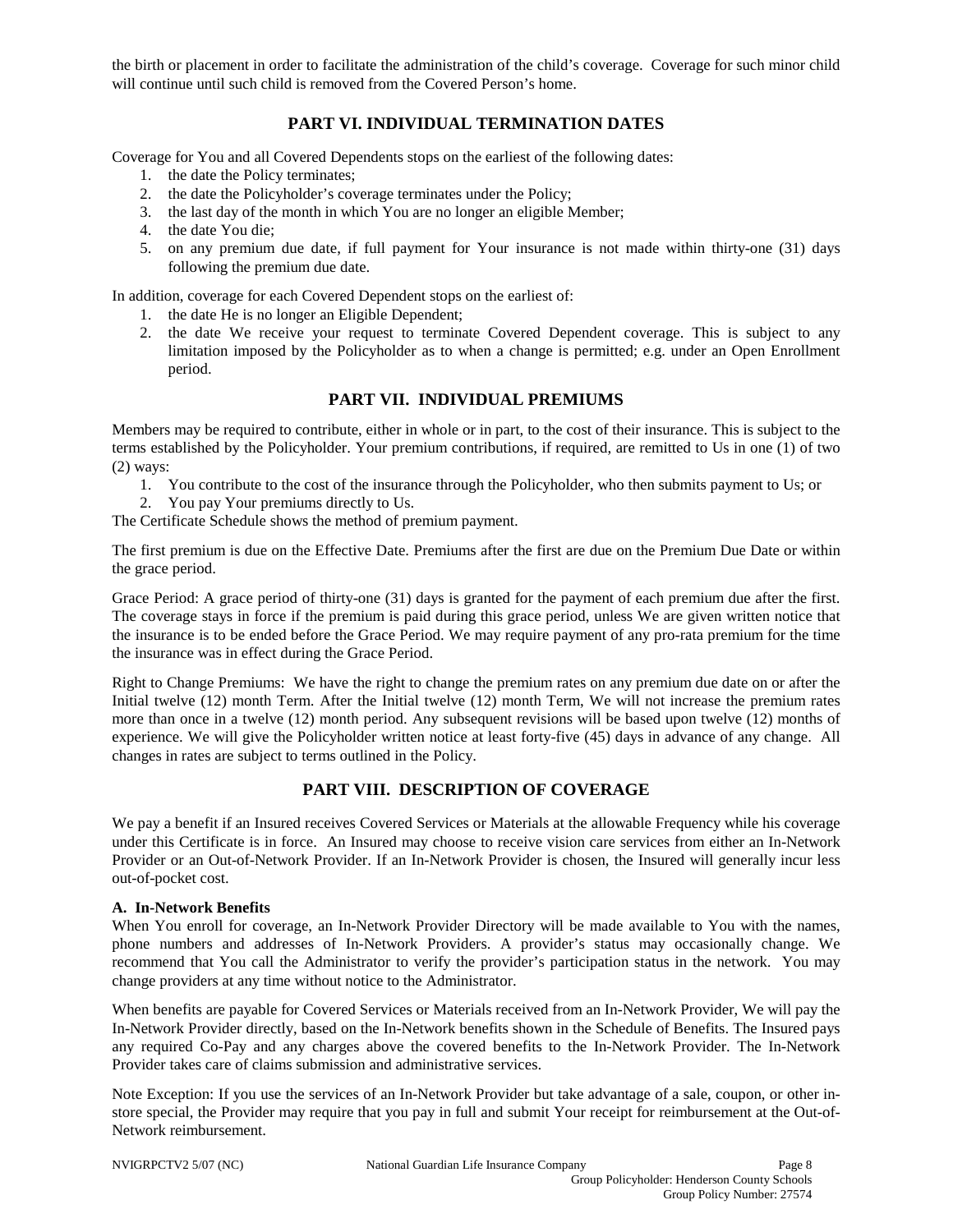the birth or placement in order to facilitate the administration of the child's coverage. Coverage for such minor child will continue until such child is removed from the Covered Person's home.

## PART VI. INDIVIDUAL TERMINATION DATES

Coverage for You and all Covered Dependents stops on the earliest of the following dates:

1. the date the Policy terminates;
2. the date the Policyholder's coverage terminates under the Policy;
3. the last day of the month in which You are no longer an eligible Member;
4. the date You die;
5. on any premium due date, if full payment for Your insurance is not made within thirty-one (31) days following the premium due date.

In addition, coverage for each Covered Dependent stops on the earliest of:

1. the date He is no longer an Eligible Dependent;
2. the date We receive your request to terminate Covered Dependent coverage. This is subject to any limitation imposed by the Policyholder as to when a change is permitted; e.g. under an Open Enrollment period.

## PART VII. INDIVIDUAL PREMIUMS

Members may be required to contribute, either in whole or in part, to the cost of their insurance. This is subject to the terms established by the Policyholder. Your premium contributions, if required, are remitted to Us in one (1) of two (2) ways:

1. You contribute to the cost of the insurance through the Policyholder, who then submits payment to Us; or
2. You pay Your premiums directly to Us.

The Certificate Schedule shows the method of premium payment.

The first premium is due on the Effective Date. Premiums after the first are due on the Premium Due Date or within the grace period.

Grace Period: A grace period of thirty-one (31) days is granted for the payment of each premium due after the first. The coverage stays in force if the premium is paid during this grace period, unless We are given written notice that the insurance is to be ended before the Grace Period. We may require payment of any pro-rata premium for the time the insurance was in effect during the Grace Period.

Right to Change Premiums: We have the right to change the premium rates on any premium due date on or after the Initial twelve (12) month Term. After the Initial twelve (12) month Term, We will not increase the premium rates more than once in a twelve (12) month period. Any subsequent revisions will be based upon twelve (12) months of experience. We will give the Policyholder written notice at least forty-five (45) days in advance of any change. All changes in rates are subject to terms outlined in the Policy.

## PART VIII. DESCRIPTION OF COVERAGE

We pay a benefit if an Insured receives Covered Services or Materials at the allowable Frequency while his coverage under this Certificate is in force. An Insured may choose to receive vision care services from either an In-Network Provider or an Out-of-Network Provider. If an In-Network Provider is chosen, the Insured will generally incur less out-of-pocket cost.

**A. In-Network Benefits**

When You enroll for coverage, an In-Network Provider Directory will be made available to You with the names, phone numbers and addresses of In-Network Providers. A provider's status may occasionally change. We recommend that You call the Administrator to verify the provider's participation status in the network. You may change providers at any time without notice to the Administrator.

When benefits are payable for Covered Services or Materials received from an In-Network Provider, We will pay the In-Network Provider directly, based on the In-Network benefits shown in the Schedule of Benefits. The Insured pays any required Co-Pay and any charges above the covered benefits to the In-Network Provider. The In-Network Provider takes care of claims submission and administrative services.

Note Exception: If you use the services of an In-Network Provider but take advantage of a sale, coupon, or other in-store special, the Provider may require that you pay in full and submit Your receipt for reimbursement at the Out-of-Network reimbursement.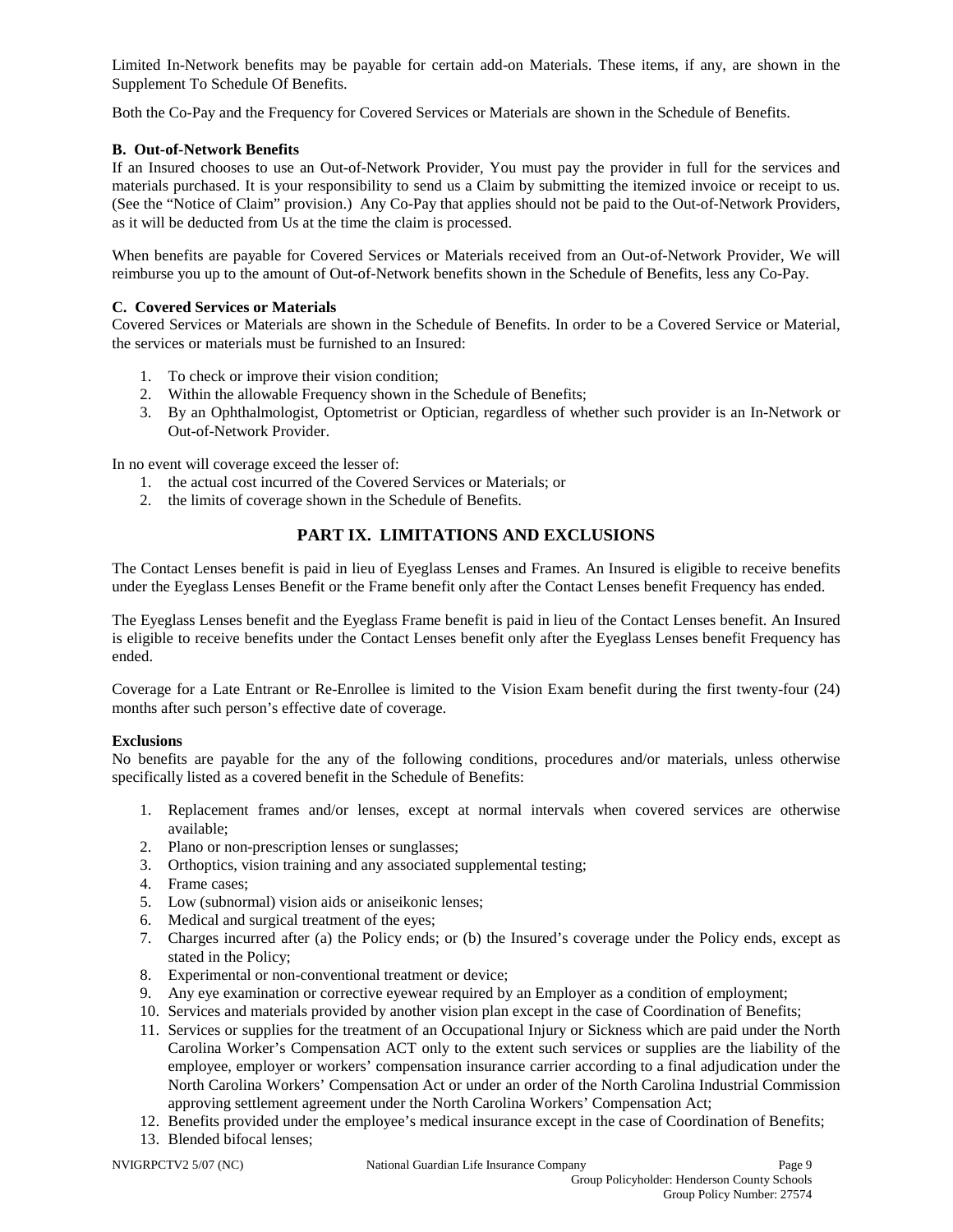Limited In-Network benefits may be payable for certain add-on Materials. These items, if any, are shown in the Supplement To Schedule Of Benefits.

Both the Co-Pay and the Frequency for Covered Services or Materials are shown in the Schedule of Benefits.

**B. Out-of-Network Benefits**

If an Insured chooses to use an Out-of-Network Provider, You must pay the provider in full for the services and materials purchased. It is your responsibility to send us a Claim by submitting the itemized invoice or receipt to us. (See the "Notice of Claim" provision.) Any Co-Pay that applies should not be paid to the Out-of-Network Providers, as it will be deducted from Us at the time the claim is processed.

When benefits are payable for Covered Services or Materials received from an Out-of-Network Provider, We will reimburse you up to the amount of Out-of-Network benefits shown in the Schedule of Benefits, less any Co-Pay.

**C. Covered Services or Materials**

Covered Services or Materials are shown in the Schedule of Benefits. In order to be a Covered Service or Material, the services or materials must be furnished to an Insured:

1. To check or improve their vision condition;
2. Within the allowable Frequency shown in the Schedule of Benefits;
3. By an Ophthalmologist, Optometrist or Optician, regardless of whether such provider is an In-Network or Out-of-Network Provider.

In no event will coverage exceed the lesser of:

1. the actual cost incurred of the Covered Services or Materials; or
2. the limits of coverage shown in the Schedule of Benefits.

## PART IX. LIMITATIONS AND EXCLUSIONS

The Contact Lenses benefit is paid in lieu of Eyeglass Lenses and Frames. An Insured is eligible to receive benefits under the Eyeglass Lenses Benefit or the Frame benefit only after the Contact Lenses benefit Frequency has ended.

The Eyeglass Lenses benefit and the Eyeglass Frame benefit is paid in lieu of the Contact Lenses benefit. An Insured is eligible to receive benefits under the Contact Lenses benefit only after the Eyeglass Lenses benefit Frequency has ended.

Coverage for a Late Entrant or Re-Enrollee is limited to the Vision Exam benefit during the first twenty-four (24) months after such person's effective date of coverage.

**Exclusions**

No benefits are payable for the any of the following conditions, procedures and/or materials, unless otherwise specifically listed as a covered benefit in the Schedule of Benefits:

1. Replacement frames and/or lenses, except at normal intervals when covered services are otherwise available;
2. Plano or non-prescription lenses or sunglasses;
3. Orthoptics, vision training and any associated supplemental testing;
4. Frame cases;
5. Low (subnormal) vision aids or aniseikonic lenses;
6. Medical and surgical treatment of the eyes;
7. Charges incurred after (a) the Policy ends; or (b) the Insured's coverage under the Policy ends, except as stated in the Policy;
8. Experimental or non-conventional treatment or device;
9. Any eye examination or corrective eyewear required by an Employer as a condition of employment;
10. Services and materials provided by another vision plan except in the case of Coordination of Benefits;
11. Services or supplies for the treatment of an Occupational Injury or Sickness which are paid under the North Carolina Worker's Compensation ACT only to the extent such services or supplies are the liability of the employee, employer or workers' compensation insurance carrier according to a final adjudication under the North Carolina Workers' Compensation Act or under an order of the North Carolina Industrial Commission approving settlement agreement under the North Carolina Workers' Compensation Act;
12. Benefits provided under the employee's medical insurance except in the case of Coordination of Benefits;
13. Blended bifocal lenses;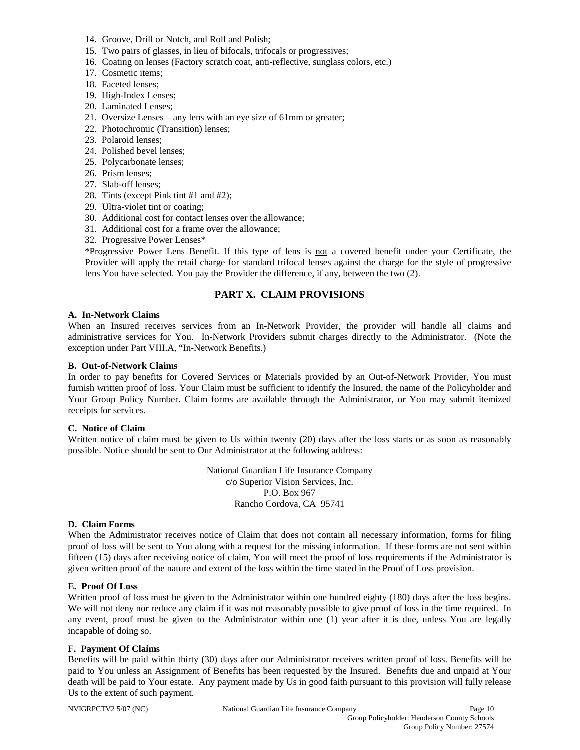14. Groove, Drill or Notch, and Roll and Polish;
15. Two pairs of glasses, in lieu of bifocals, trifocals or progressives;
16. Coating on lenses (Factory scratch coat, anti-reflective, sunglass colors, etc.)
17. Cosmetic items;
18. Faceted lenses;
19. High-Index Lenses;
20. Laminated Lenses;
21. Oversize Lenses – any lens with an eye size of 61mm or greater;
22. Photochromic (Transition) lenses;
23. Polaroid lenses;
24. Polished bevel lenses;
25. Polycarbonate lenses;
26. Prism lenses;
27. Slab-off lenses;
28. Tints (except Pink tint #1 and #2);
29. Ultra-violet tint or coating;
30. Additional cost for contact lenses over the allowance;
31. Additional cost for a frame over the allowance;
32. Progressive Power Lenses*

*Progressive Power Lens Benefit. If this type of lens is not a covered benefit under your Certificate, the Provider will apply the retail charge for standard trifocal lenses against the charge for the style of progressive lens You have selected. You pay the Provider the difference, if any, between the two (2).

## PART X. CLAIM PROVISIONS

**A. In-Network Claims**

When an Insured receives services from an In-Network Provider, the provider will handle all claims and administrative services for You. In-Network Providers submit charges directly to the Administrator. (Note the exception under Part VIII.A, "In-Network Benefits.)

**B. Out-of-Network Claims**

In order to pay benefits for Covered Services or Materials provided by an Out-of-Network Provider, You must furnish written proof of loss. Your Claim must be sufficient to identify the Insured, the name of the Policyholder and Your Group Policy Number. Claim forms are available through the Administrator, or You may submit itemized receipts for services.

**C. Notice of Claim**

Written notice of claim must be given to Us within twenty (20) days after the loss starts or as soon as reasonably possible. Notice should be sent to Our Administrator at the following address:

National Guardian Life Insurance Company
c/o Superior Vision Services, Inc.
P.O. Box 967
Rancho Cordova, CA 95741

**D. Claim Forms**

When the Administrator receives notice of Claim that does not contain all necessary information, forms for filing proof of loss will be sent to You along with a request for the missing information. If these forms are not sent within fifteen (15) days after receiving notice of claim, You will meet the proof of loss requirements if the Administrator is given written proof of the nature and extent of the loss within the time stated in the Proof of Loss provision.

**E. Proof Of Loss**

Written proof of loss must be given to the Administrator within one hundred eighty (180) days after the loss begins. We will not deny nor reduce any claim if it was not reasonably possible to give proof of loss in the time required. In any event, proof must be given to the Administrator within one (1) year after it is due, unless You are legally incapable of doing so.

**F. Payment Of Claims**

Benefits will be paid within thirty (30) days after our Administrator receives written proof of loss. Benefits will be paid to You unless an Assignment of Benefits has been requested by the Insured. Benefits due and unpaid at Your death will be paid to Your estate. Any payment made by Us in good faith pursuant to this provision will fully release Us to the extent of such payment.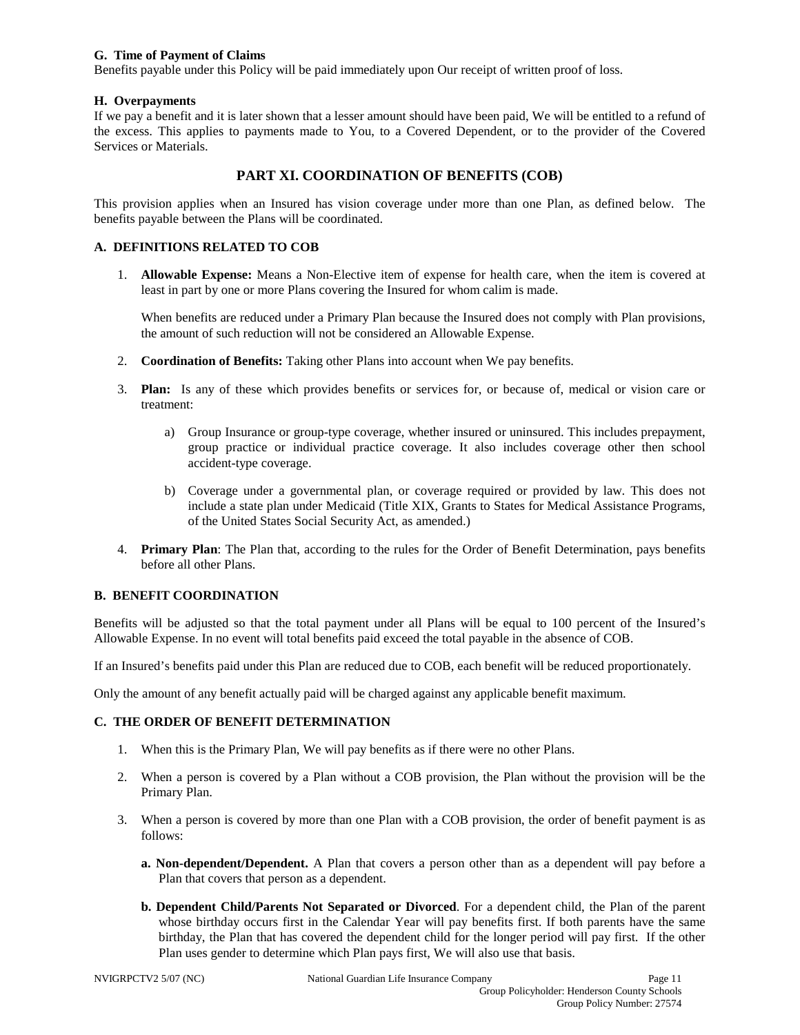**G. Time of Payment of Claims**

Benefits payable under this Policy will be paid immediately upon Our receipt of written proof of loss.

**H. Overpayments**

If we pay a benefit and it is later shown that a lesser amount should have been paid, We will be entitled to a refund of the excess. This applies to payments made to You, to a Covered Dependent, or to the provider of the Covered Services or Materials.

## PART XI. COORDINATION OF BENEFITS (COB)

This provision applies when an Insured has vision coverage under more than one Plan, as defined below. The benefits payable between the Plans will be coordinated.

### A. DEFINITIONS RELATED TO COB

1. **Allowable Expense:** Means a Non-Elective item of expense for health care, when the item is covered at least in part by one or more Plans covering the Insured for whom calim is made.

   When benefits are reduced under a Primary Plan because the Insured does not comply with Plan provisions, the amount of such reduction will not be considered an Allowable Expense.

2. **Coordination of Benefits:** Taking other Plans into account when We pay benefits.

3. **Plan:** Is any of these which provides benefits or services for, or because of, medical or vision care or treatment:

   a) Group Insurance or group-type coverage, whether insured or uninsured. This includes prepayment, group practice or individual practice coverage. It also includes coverage other then school accident-type coverage.

   b) Coverage under a governmental plan, or coverage required or provided by law. This does not include a state plan under Medicaid (Title XIX, Grants to States for Medical Assistance Programs, of the United States Social Security Act, as amended.)

4. **Primary Plan**: The Plan that, according to the rules for the Order of Benefit Determination, pays benefits before all other Plans.

### B. BENEFIT COORDINATION

Benefits will be adjusted so that the total payment under all Plans will be equal to 100 percent of the Insured's Allowable Expense. In no event will total benefits paid exceed the total payable in the absence of COB.

If an Insured's benefits paid under this Plan are reduced due to COB, each benefit will be reduced proportionately.

Only the amount of any benefit actually paid will be charged against any applicable benefit maximum.

### C. THE ORDER OF BENEFIT DETERMINATION

1. When this is the Primary Plan, We will pay benefits as if there were no other Plans.

2. When a person is covered by a Plan without a COB provision, the Plan without the provision will be the Primary Plan.

3. When a person is covered by more than one Plan with a COB provision, the order of benefit payment is as follows:

   **a. Non-dependent/Dependent.** A Plan that covers a person other than as a dependent will pay before a Plan that covers that person as a dependent.

   **b. Dependent Child/Parents Not Separated or Divorced**. For a dependent child, the Plan of the parent whose birthday occurs first in the Calendar Year will pay benefits first. If both parents have the same birthday, the Plan that has covered the dependent child for the longer period will pay first. If the other Plan uses gender to determine which Plan pays first, We will also use that basis.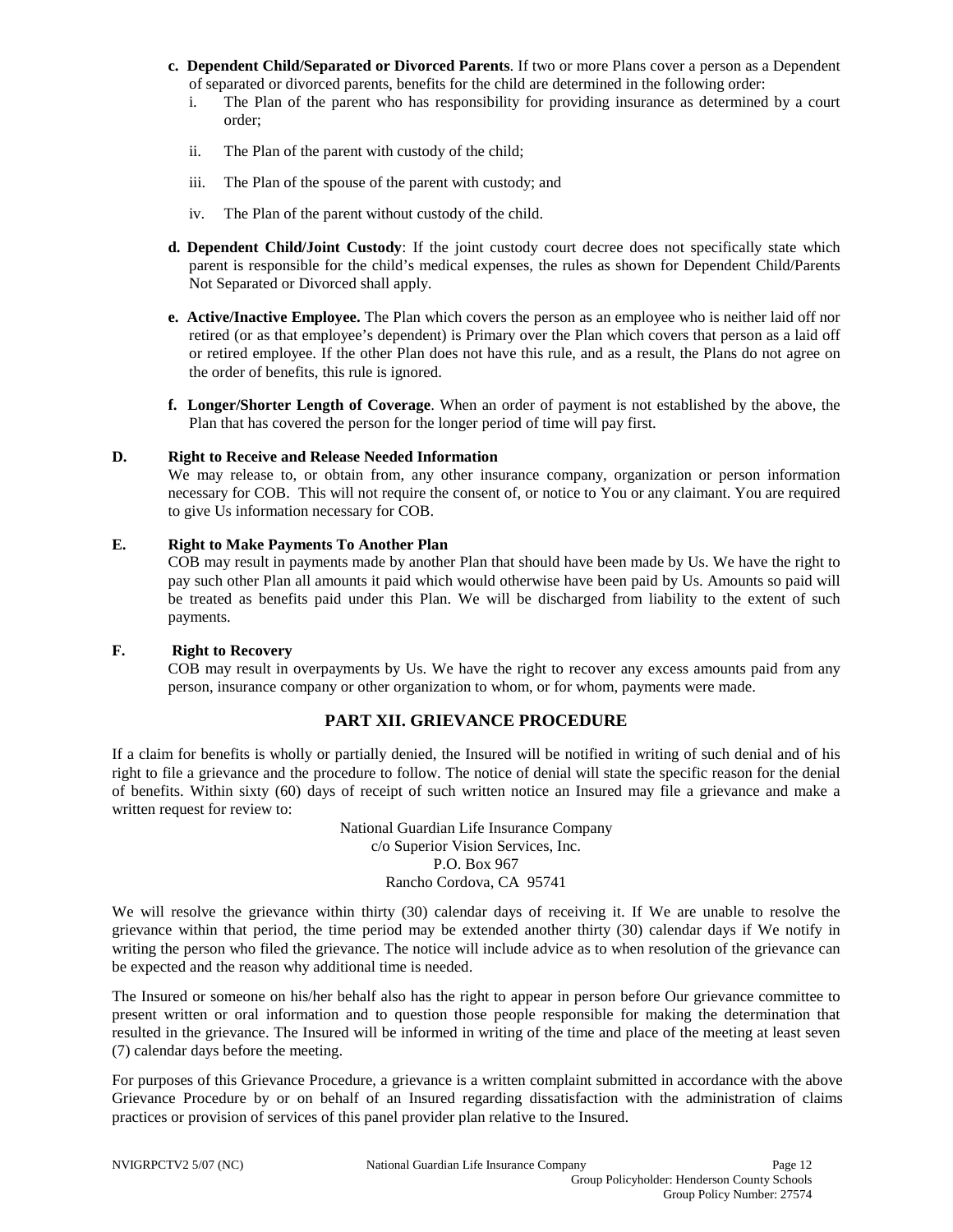c. **Dependent Child/Separated or Divorced Parents**. If two or more Plans cover a person as a Dependent of separated or divorced parents, benefits for the child are determined in the following order:

   i. The Plan of the parent who has responsibility for providing insurance as determined by a court order;

   ii. The Plan of the parent with custody of the child;

   iii. The Plan of the spouse of the parent with custody; and

   iv. The Plan of the parent without custody of the child.

d. **Dependent Child/Joint Custody**: If the joint custody court decree does not specifically state which parent is responsible for the child's medical expenses, the rules as shown for Dependent Child/Parents Not Separated or Divorced shall apply.

e. **Active/Inactive Employee.** The Plan which covers the person as an employee who is neither laid off nor retired (or as that employee's dependent) is Primary over the Plan which covers that person as a laid off or retired employee. If the other Plan does not have this rule, and as a result, the Plans do not agree on the order of benefits, this rule is ignored.

f. **Longer/Shorter Length of Coverage**. When an order of payment is not established by the above, the Plan that has covered the person for the longer period of time will pay first.

**D. Right to Receive and Release Needed Information**

We may release to, or obtain from, any other insurance company, organization or person information necessary for COB. This will not require the consent of, or notice to You or any claimant. You are required to give Us information necessary for COB.

**E. Right to Make Payments To Another Plan**

COB may result in payments made by another Plan that should have been made by Us. We have the right to pay such other Plan all amounts it paid which would otherwise have been paid by Us. Amounts so paid will be treated as benefits paid under this Plan. We will be discharged from liability to the extent of such payments.

**F. Right to Recovery**

COB may result in overpayments by Us. We have the right to recover any excess amounts paid from any person, insurance company or other organization to whom, or for whom, payments were made.

## PART XII. GRIEVANCE PROCEDURE

If a claim for benefits is wholly or partially denied, the Insured will be notified in writing of such denial and of his right to file a grievance and the procedure to follow. The notice of denial will state the specific reason for the denial of benefits. Within sixty (60) days of receipt of such written notice an Insured may file a grievance and make a written request for review to:

National Guardian Life Insurance Company
c/o Superior Vision Services, Inc.
P.O. Box 967
Rancho Cordova, CA 95741

We will resolve the grievance within thirty (30) calendar days of receiving it. If We are unable to resolve the grievance within that period, the time period may be extended another thirty (30) calendar days if We notify in writing the person who filed the grievance. The notice will include advice as to when resolution of the grievance can be expected and the reason why additional time is needed.

The Insured or someone on his/her behalf also has the right to appear in person before Our grievance committee to present written or oral information and to question those people responsible for making the determination that resulted in the grievance. The Insured will be informed in writing of the time and place of the meeting at least seven (7) calendar days before the meeting.

For purposes of this Grievance Procedure, a grievance is a written complaint submitted in accordance with the above Grievance Procedure by or on behalf of an Insured regarding dissatisfaction with the administration of claims practices or provision of services of this panel provider plan relative to the Insured.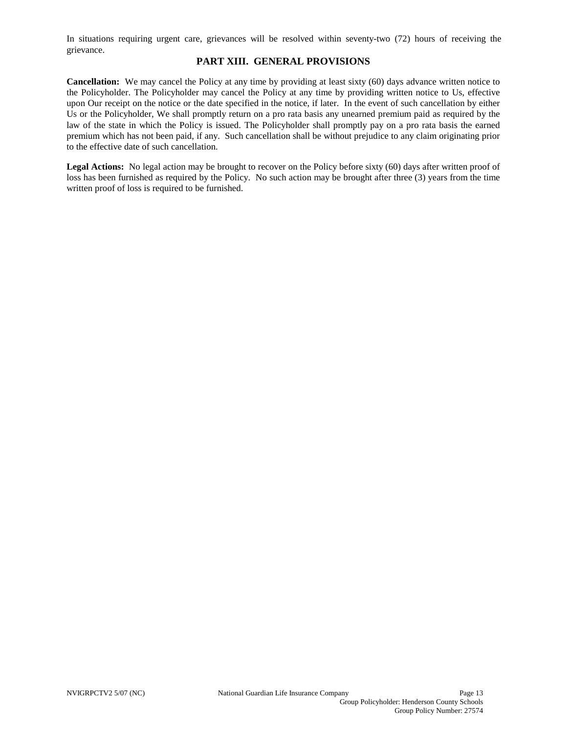In situations requiring urgent care, grievances will be resolved within seventy-two (72) hours of receiving the grievance.

## PART XIII. GENERAL PROVISIONS

**Cancellation:** We may cancel the Policy at any time by providing at least sixty (60) days advance written notice to the Policyholder. The Policyholder may cancel the Policy at any time by providing written notice to Us, effective upon Our receipt on the notice or the date specified in the notice, if later. In the event of such cancellation by either Us or the Policyholder, We shall promptly return on a pro rata basis any unearned premium paid as required by the law of the state in which the Policy is issued. The Policyholder shall promptly pay on a pro rata basis the earned premium which has not been paid, if any. Such cancellation shall be without prejudice to any claim originating prior to the effective date of such cancellation.

**Legal Actions:** No legal action may be brought to recover on the Policy before sixty (60) days after written proof of loss has been furnished as required by the Policy. No such action may be brought after three (3) years from the time written proof of loss is required to be furnished.